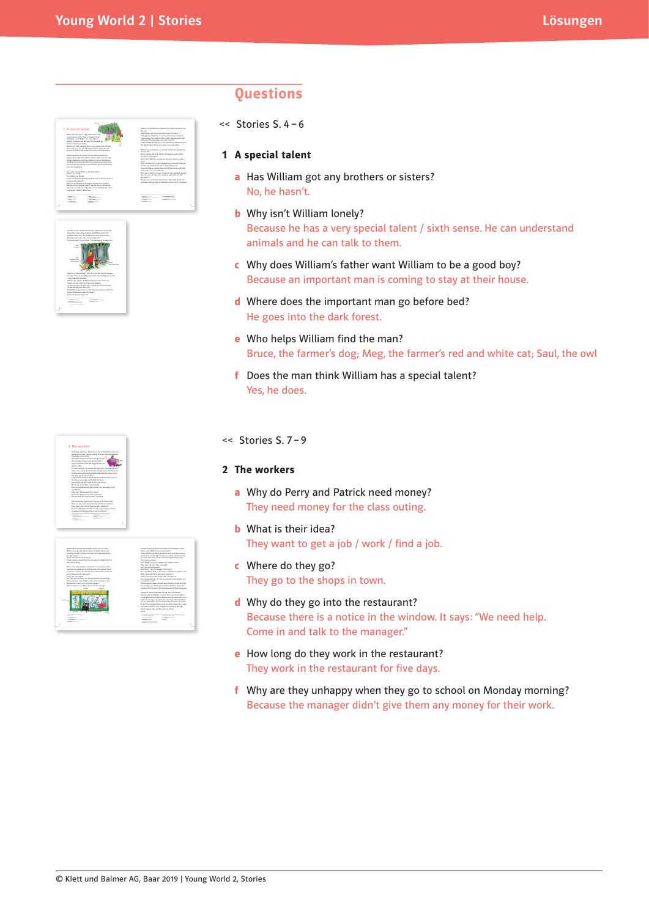## Questions

<< Stories S. 4 – 6

### 1 A special talent

**a** Has William got any brothers or sisters?
No, he hasn't.

**b** Why isn't William lonely?
Because he has a very special talent / sixth sense. He can understand animals and he can talk to them.

**c** Why does William's father want William to be a good boy?
Because an important man is coming to stay at their house.

**d** Where does the important man go before bed?
He goes into the dark forest.

**e** Who helps William find the man?
Bruce, the farmer's dog; Meg, the farmer's red and white cat; Saul, the owl

**f** Does the man think William has a special talent?
Yes, he does.

<< Stories S. 7 – 9

### 2 The workers

**a** Why do Perry and Patrick need money?
They need money for the class outing.

**b** What is their idea?
They want to get a job / work / find a job.

**c** Where do they go?
They go to the shops in town.

**d** Why do they go into the restaurant?
Because there is a notice in the window. It says: "We need help. Come in and talk to the manager."

**e** How long do they work in the restaurant?
They work in the restaurant for five days.

**f** Why are they unhappy when they go to school on Monday morning?
Because the manager didn't give them any money for their work.

© Klett und Balmer AG, Baar 2019 | Young World 2, Stories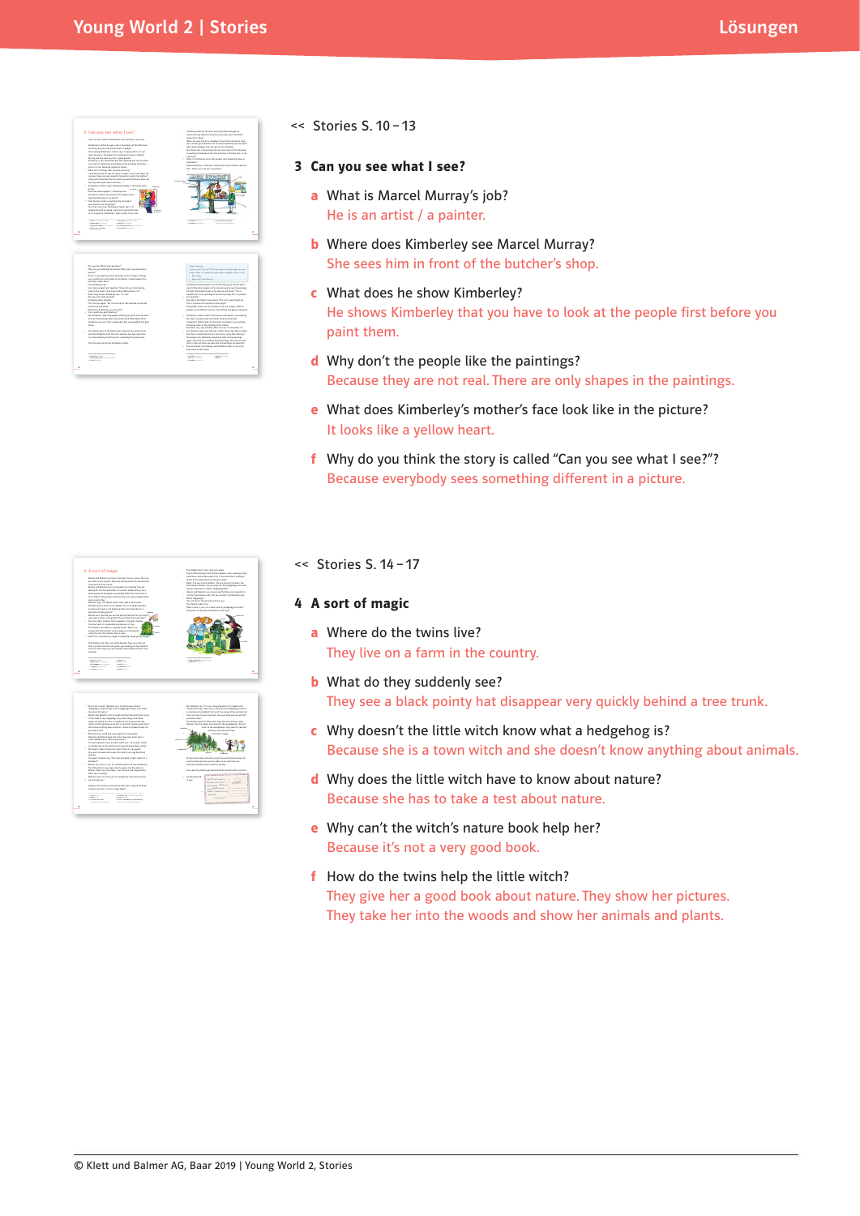<< Stories S. 10 – 13

## 3 Can you see what I see?

**a** What is Marcel Murray's job?
He is an artist / a painter.

**b** Where does Kimberley see Marcel Murray?
She sees him in front of the butcher's shop.

**c** What does he show Kimberley?
He shows Kimberley that you have to look at the people first before you paint them.

**d** Why don't the people like the paintings?
Because they are not real. There are only shapes in the paintings.

**e** What does Kimberley's mother's face look like in the picture?
It looks like a yellow heart.

**f** Why do you think the story is called "Can you see what I see?"?
Because everybody sees something different in a picture.

<< Stories S. 14 – 17

## 4 A sort of magic

**a** Where do the twins live?
They live on a farm in the country.

**b** What do they suddenly see?
They see a black pointy hat disappear very quickly behind a tree trunk.

**c** Why doesn't the little witch know what a hedgehog is?
Because she is a town witch and she doesn't know anything about animals.

**d** Why does the little witch have to know about nature?
Because she has to take a test about nature.

**e** Why can't the witch's nature book help her?
Because it's not a very good book.

**f** How do the twins help the little witch?
They give her a good book about nature. They show her pictures.
They take her into the woods and show her animals and plants.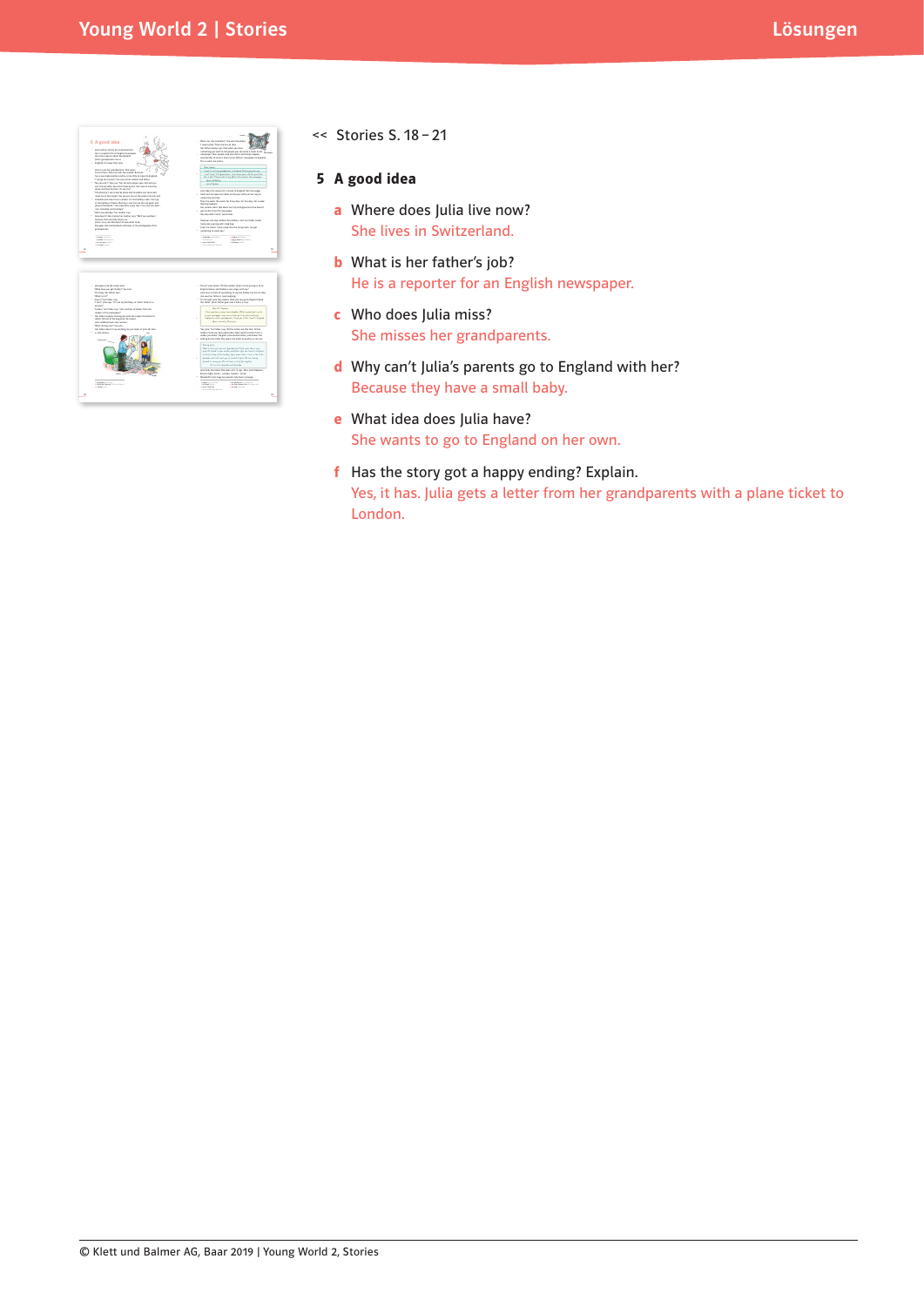<< Stories S. 18 – 21

## 5 A good idea

**a** Where does Julia live now?
She lives in Switzerland.

**b** What is her father's job?
He is a reporter for an English newspaper.

**c** Who does Julia miss?
She misses her grandparents.

**d** Why can't Julia's parents go to England with her?
Because they have a small baby.

**e** What idea does Julia have?
She wants to go to England on her own.

**f** Has the story got a happy ending? Explain.
Yes, it has. Julia gets a letter from her grandparents with a plane ticket to London.

© Klett und Balmer AG, Baar 2019 | Young World 2, Stories